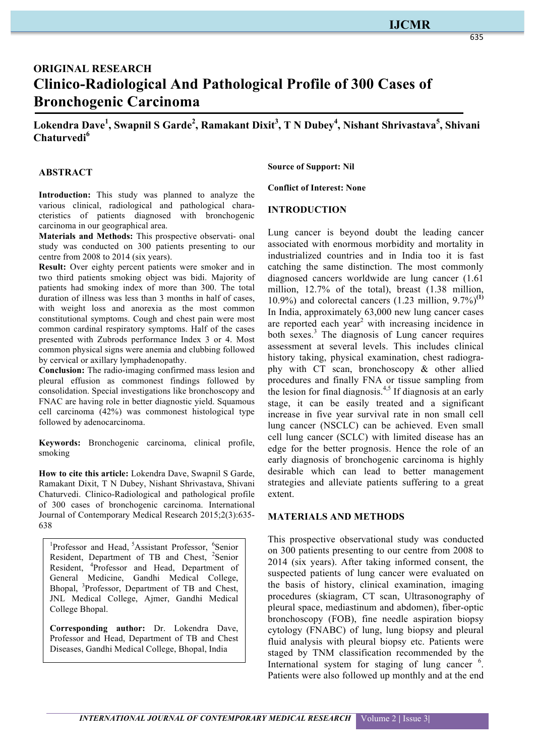ORIGINAL RESEARCH

# Clinico-Radiological And Pathological Profile of 300 Cases of Bronchogenic Carcinoma

**Lokendra Dave[1], Swapnil S Garde[2], Ramakant Dixit[3], T N Dubey[4], Nishant Shrivastava[5], Shivani Chaturvedi[6]**

## ABSTRACT

**Introduction:** This study was planned to analyze the various clinical, radiological and pathological characteristics of patients diagnosed with bronchogenic carcinoma in our geographical area.

**Materials and Methods:** This prospective observati- onal study was conducted on 300 patients presenting to our centre from 2008 to 2014 (six years).

**Result:** Over eighty percent patients were smoker and in two third patients smoking object was bidi. Majority of patients had smoking index of more than 300. The total duration of illness was less than 3 months in half of cases, with weight loss and anorexia as the most common constitutional symptoms. Cough and chest pain were most common cardinal respiratory symptoms. Half of the cases presented with Zubrods performance Index 3 or 4. Most common physical signs were anemia and clubbing followed by cervical or axillary lymphadenopathy.

**Conclusion:** The radio-imaging confirmed mass lesion and pleural effusion as commonest findings followed by consolidation. Special investigations like bronchoscopy and FNAC are having role in better diagnostic yield. Squamous cell carcinoma (42%) was commonest histological type followed by adenocarcinoma.

**Keywords:** Bronchogenic carcinoma, clinical profile, smoking

**How to cite this article:** Lokendra Dave, Swapnil S Garde, Ramakant Dixit, T N Dubey, Nishant Shrivastava, Shivani Chaturvedi. Clinico-Radiological and pathological profile of 300 cases of bronchogenic carcinoma. International Journal of Contemporary Medical Research 2015;2(3):635-638

[1]Professor and Head, [5]Assistant Professor, [6]Senior Resident, Department of TB and Chest, [2]Senior Resident, [4]Professor and Head, Department of General Medicine, Gandhi Medical College, Bhopal, [3]Professor, Department of TB and Chest, JNL Medical College, Ajmer, Gandhi Medical College Bhopal.

**Corresponding author:** Dr. Lokendra Dave, Professor and Head, Department of TB and Chest Diseases, Gandhi Medical College, Bhopal, India

**Source of Support: Nil**

**Conflict of Interest: None**

## INTRODUCTION

Lung cancer is beyond doubt the leading cancer associated with enormous morbidity and mortality in industrialized countries and in India too it is fast catching the same distinction. The most commonly diagnosed cancers worldwide are lung cancer (1.61 million, 12.7% of the total), breast (1.38 million, 10.9%) and colorectal cancers (1.23 million, 9.7%)[(1)] In India, approximately 63,000 new lung cancer cases are reported each year[2] with increasing incidence in both sexes.[3] The diagnosis of Lung cancer requires assessment at several levels. This includes clinical history taking, physical examination, chest radiography with CT scan, bronchoscopy & other allied procedures and finally FNA or tissue sampling from the lesion for final diagnosis.[4,5] If diagnosis at an early stage, it can be easily treated and a significant increase in five year survival rate in non small cell lung cancer (NSCLC) can be achieved. Even small cell lung cancer (SCLC) with limited disease has an edge for the better prognosis. Hence the role of an early diagnosis of bronchogenic carcinoma is highly desirable which can lead to better management strategies and alleviate patients suffering to a great extent.

## MATERIALS AND METHODS

This prospective observational study was conducted on 300 patients presenting to our centre from 2008 to 2014 (six years). After taking informed consent, the suspected patients of lung cancer were evaluated on the basis of history, clinical examination, imaging procedures (skiagram, CT scan, Ultrasonography of pleural space, mediastinum and abdomen), fiber-optic bronchoscopy (FOB), fine needle aspiration biopsy cytology (FNABC) of lung, lung biopsy and pleural fluid analysis with pleural biopsy etc. Patients were staged by TNM classification recommended by the International system for staging of lung cancer [6]. Patients were also followed up monthly and at the end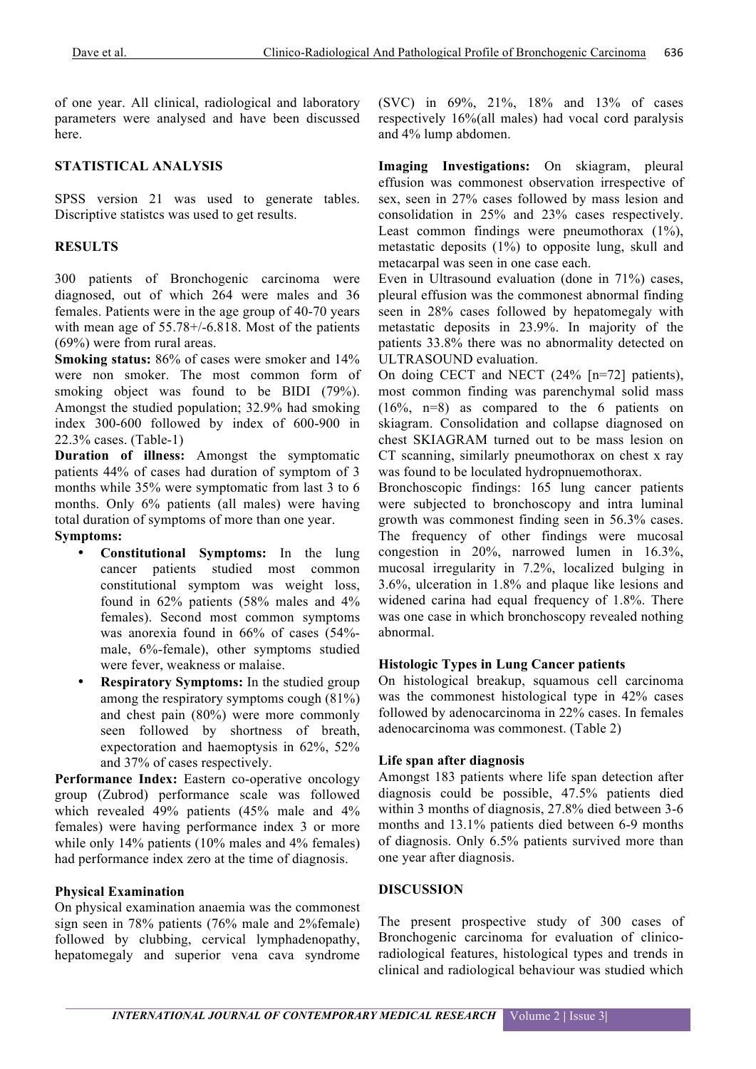of one year. All clinical, radiological and laboratory parameters were analysed and have been discussed here.

## STATISTICAL ANALYSIS

SPSS version 21 was used to generate tables. Discriptive statistcs was used to get results.

## RESULTS

300 patients of Bronchogenic carcinoma were diagnosed, out of which 264 were males and 36 females. Patients were in the age group of 40-70 years with mean age of 55.78+/-6.818. Most of the patients (69%) were from rural areas.

**Smoking status:** 86% of cases were smoker and 14% were non smoker. The most common form of smoking object was found to be BIDI (79%). Amongst the studied population; 32.9% had smoking index 300-600 followed by index of 600-900 in 22.3% cases. (Table-1)

**Duration of illness:** Amongst the symptomatic patients 44% of cases had duration of symptom of 3 months while 35% were symptomatic from last 3 to 6 months. Only 6% patients (all males) were having total duration of symptoms of more than one year.

**Symptoms:**

- **Constitutional Symptoms:** In the lung cancer patients studied most common constitutional symptom was weight loss, found in 62% patients (58% males and 4% females). Second most common symptoms was anorexia found in 66% of cases (54%-male, 6%-female), other symptoms studied were fever, weakness or malaise.
- **Respiratory Symptoms:** In the studied group among the respiratory symptoms cough (81%) and chest pain (80%) were more commonly seen followed by shortness of breath, expectoration and haemoptysis in 62%, 52% and 37% of cases respectively.

**Performance Index:** Eastern co-operative oncology group (Zubrod) performance scale was followed which revealed 49% patients (45% male and 4% females) were having performance index 3 or more while only 14% patients (10% males and 4% females) had performance index zero at the time of diagnosis.

### Physical Examination

On physical examination anaemia was the commonest sign seen in 78% patients (76% male and 2%female) followed by clubbing, cervical lymphadenopathy, hepatomegaly and superior vena cava syndrome (SVC) in 69%, 21%, 18% and 13% of cases respectively 16%(all males) had vocal cord paralysis and 4% lump abdomen.

**Imaging Investigations:** On skiagram, pleural effusion was commonest observation irrespective of sex, seen in 27% cases followed by mass lesion and consolidation in 25% and 23% cases respectively. Least common findings were pneumothorax (1%), metastatic deposits (1%) to opposite lung, skull and metacarpal was seen in one case each.

Even in Ultrasound evaluation (done in 71%) cases, pleural effusion was the commonest abnormal finding seen in 28% cases followed by hepatomegaly with metastatic deposits in 23.9%. In majority of the patients 33.8% there was no abnormality detected on ULTRASOUND evaluation.

On doing CECT and NECT (24% [n=72] patients), most common finding was parenchymal solid mass (16%, n=8) as compared to the 6 patients on skiagram. Consolidation and collapse diagnosed on chest SKIAGRAM turned out to be mass lesion on CT scanning, similarly pneumothorax on chest x ray was found to be loculated hydropnuemothorax.

Bronchoscopic findings: 165 lung cancer patients were subjected to bronchoscopy and intra luminal growth was commonest finding seen in 56.3% cases. The frequency of other findings were mucosal congestion in 20%, narrowed lumen in 16.3%, mucosal irregularity in 7.2%, localized bulging in 3.6%, ulceration in 1.8% and plaque like lesions and widened carina had equal frequency of 1.8%. There was one case in which bronchoscopy revealed nothing abnormal.

### Histologic Types in Lung Cancer patients

On histological breakup, squamous cell carcinoma was the commonest histological type in 42% cases followed by adenocarcinoma in 22% cases. In females adenocarcinoma was commonest. (Table 2)

### Life span after diagnosis

Amongst 183 patients where life span detection after diagnosis could be possible, 47.5% patients died within 3 months of diagnosis, 27.8% died between 3-6 months and 13.1% patients died between 6-9 months of diagnosis. Only 6.5% patients survived more than one year after diagnosis.

## DISCUSSION

The present prospective study of 300 cases of Bronchogenic carcinoma for evaluation of clinico-radiological features, histological types and trends in clinical and radiological behaviour was studied which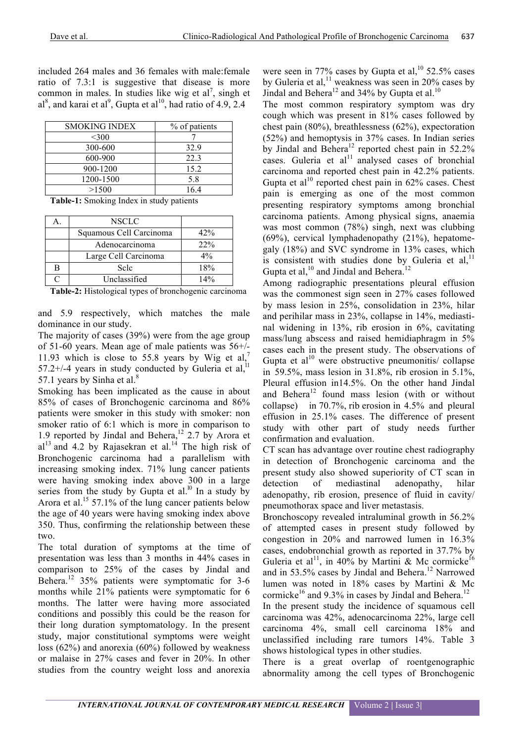included 264 males and 36 females with male:female ratio of 7.3:1 is suggestive that disease is more common in males. In studies like wig et al[7], singh et al[8], and karai et al[9], Gupta et al[10], had ratio of 4.9, 2.4

| SMOKING INDEX | % of patients |
|---|---|
| <300 | 7 |
| 300-600 | 32.9 |
| 600-900 | 22.3 |
| 900-1200 | 15.2 |
| 1200-1500 | 5.8 |
| >1500 | 16.4 |

**Table-1:** Smoking Index in study patients

| A. | NSCLC | |
|---|---|---|
| | Squamous Cell Carcinoma | 42% |
| | Adenocarcinoma | 22% |
| | Large Cell Carcinoma | 4% |
| B | Sclc | 18% |
| C | Unclassified | 14% |

**Table-2:** Histological types of bronchogenic carcinoma

and 5.9 respectively, which matches the male dominance in our study.

The majority of cases (39%) were from the age group of 51-60 years. Mean age of male patients was 56+/-11.93 which is close to 55.8 years by Wig et al,[7] 57.2+/-4 years in study conducted by Guleria et al,[11] 57.1 years by Sinha et al.[8]

Smoking has been implicated as the cause in about 85% of cases of Bronchogenic carcinoma and 86% patients were smoker in this study with smoker: non smoker ratio of 6:1 which is more in comparison to 1.9 reported by Jindal and Behera,[12] 2.7 by Arora et al[13] and 4.2 by Rajasekran et al.[14] The high risk of Bronchogenic carcinoma had a parallelism with increasing smoking index. 71% lung cancer patients were having smoking index above 300 in a large series from the study by Gupta et al.[10] In a study by Arora et al.[15] 57.1% of the lung cancer patients below the age of 40 years were having smoking index above 350. Thus, confirming the relationship between these two.

The total duration of symptoms at the time of presentation was less than 3 months in 44% cases in comparison to 25% of the cases by Jindal and Behera.[12] 35% patients were symptomatic for 3-6 months while 21% patients were symptomatic for 6 months. The latter were having more associated conditions and possibly this could be the reason for their long duration symptomatology. In the present study, major constitutional symptoms were weight loss (62%) and anorexia (60%) followed by weakness or malaise in 27% cases and fever in 20%. In other studies from the country weight loss and anorexia were seen in 77% cases by Gupta et al,[10] 52.5% cases by Guleria et al,[11] weakness was seen in 20% cases by Jindal and Behera[12] and 34% by Gupta et al.[10]

The most common respiratory symptom was dry cough which was present in 81% cases followed by chest pain (80%), breathlessness (62%), expectoration (52%) and hemoptysis in 37% cases. In Indian series by Jindal and Behera[12] reported chest pain in 52.2% cases. Guleria et al[11] analysed cases of bronchial carcinoma and reported chest pain in 42.2% patients. Gupta et al[10] reported chest pain in 62% cases. Chest pain is emerging as one of the most common presenting respiratory symptoms among bronchial carcinoma patients. Among physical signs, anaemia was most common (78%) singh, next was clubbing (69%), cervical lymphadenopathy (21%), hepatomegaly (18%) and SVC syndrome in 13% cases, which is consistent with studies done by Guleria et al,[11] Gupta et al,[10] and Jindal and Behera.[12]

Among radiographic presentations pleural effusion was the commonest sign seen in 27% cases followed by mass lesion in 25%, consolidation in 23%, hilar and perihilar mass in 23%, collapse in 14%, mediastinal widening in 13%, rib erosion in 6%, cavitating mass/lung abscess and raised hemidiaphragm in 5% cases each in the present study. The observations of Gupta et al[10] were obstructive pneumonitis/ collapse in 59.5%, mass lesion in 31.8%, rib erosion in 5.1%, Pleural effusion in14.5%. On the other hand Jindal and Behera[12] found mass lesion (with or without collapse) in 70.7%, rib erosion in 4.5% and pleural effusion in 25.1% cases. The difference of present study with other part of study needs further confirmation and evaluation.

CT scan has advantage over routine chest radiography in detection of Bronchogenic carcinoma and the present study also showed superiority of CT scan in detection of mediastinal adenopathy, hilar adenopathy, rib erosion, presence of fluid in cavity/ pneumothorax space and liver metastasis.

Bronchoscopy revealed intraluminal growth in 56.2% of attempted cases in present study followed by congestion in 20% and narrowed lumen in 16.3% cases, endobronchial growth as reported in 37.7% by Guleria et al[11], in 40% by Martini & Mc cormicke[16] and in 53.5% cases by Jindal and Behera.[12] Narrowed lumen was noted in 18% cases by Martini & Mc cormicke[16] and 9.3% in cases by Jindal and Behera.[12]

In the present study the incidence of squamous cell carcinoma was 42%, adenocarcinoma 22%, large cell carcinoma 4%, small cell carcinoma 18% and unclassified including rare tumors 14%. Table 3 shows histological types in other studies.

There is a great overlap of roentgenographic abnormality among the cell types of Bronchogenic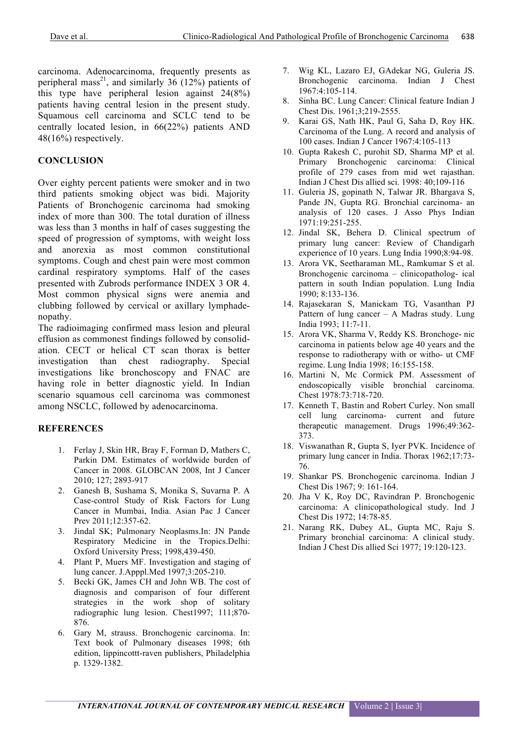carcinoma. Adenocarcinoma, frequently presents as peripheral mass[21], and similarly 36 (12%) patients of this type have peripheral lesion against 24(8%) patients having central lesion in the present study. Squamous cell carcinoma and SCLC tend to be centrally located lesion, in 66(22%) patients AND 48(16%) respectively.

## CONCLUSION

Over eighty percent patients were smoker and in two third patients smoking object was bidi. Majority Patients of Bronchogenic carcinoma had smoking index of more than 300. The total duration of illness was less than 3 months in half of cases suggesting the speed of progression of symptoms, with weight loss and anorexia as most common constitutional symptoms. Cough and chest pain were most common cardinal respiratory symptoms. Half of the cases presented with Zubrods performance INDEX 3 OR 4. Most common physical signs were anemia and clubbing followed by cervical or axillary lymphadenopathy.

The radioimaging confirmed mass lesion and pleural effusion as commonest findings followed by consolidation. CECT or helical CT scan thorax is better investigation than chest radiography. Special investigations like bronchoscopy and FNAC are having role in better diagnostic yield. In Indian scenario squamous cell carcinoma was commonest among NSCLC, followed by adenocarcinoma.

## REFERENCES

1. Ferlay J, Skin HR, Bray F, Forman D, Mathers C, Parkin DM. Estimates of worldwide burden of Cancer in 2008. GLOBCAN 2008, Int J Cancer 2010; 127; 2893-917
2. Ganesh B, Sushama S, Monika S, Suvarna P. A Case-control Study of Risk Factors for Lung Cancer in Mumbai, India. Asian Pac J Cancer Prev 2011;12:357-62.
3. Jindal SK; Pulmonary Neoplasms.In: JN Pande Respiratory Medicine in the Tropics.Delhi: Oxford University Press; 1998,439-450.
4. Plant P, Muers MF. Investigation and staging of lung cancer. J.Apppl.Med 1997;3:205-210.
5. Becki GK, James CH and John WB. The cost of diagnosis and comparison of four different strategies in the work shop of solitary radiographic lung lesion. Chest1997; 111;870-876.
6. Gary M, strauss. Bronchogenic carcinoma. In: Text book of Pulmonary diseases 1998; 6th edition, lippincottt-raven publishers, Philadelphia p. 1329-1382.
7. Wig KL, Lazaro EJ, GAdekar NG, Guleria JS. Bronchogenic carcinoma. Indian J Chest 1967:4:105-114.
8. Sinha BC. Lung Cancer: Clinical feature Indian J Chest Dis. 1961;3;219-2555.
9. Karai GS, Nath HK, Paul G, Saha D, Roy HK. Carcinoma of the Lung. A record and analysis of 100 cases. Indian J Cancer 1967:4:105-113
10. Gupta Rakesh C, purohit SD, Sharma MP et al. Primary Bronchogenic carcinoma: Clinical profile of 279 cases from mid wet rajasthan. Indian J Chest Dis allied sci. 1998: 40;109-116
11. Guleria JS, gopinath N, Talwar JR. Bhargava S, Pande JN, Gupta RG. Bronchial carcinoma- an analysis of 120 cases. J Asso Phys Indian 1971:19:251-255.
12. Jindal SK, Behera D. Clinical spectrum of primary lung cancer: Review of Chandigarh experience of 10 years. Lung India 1990;8:94-98.
13. Arora VK, Seetharaman ML, Ramkumar S et al. Bronchogenic carcinoma – clinicopatholog- ical pattern in south Indian population. Lung India 1990; 8:133-136.
14. Rajasekaran S, Manickam TG, Vasanthan PJ Pattern of lung cancer – A Madras study. Lung India 1993; 11:7-11.
15. Arora VK, Sharma V, Reddy KS. Bronchoge- nic carcinoma in patients below age 40 years and the response to radiotherapy with or witho- ut CMF regime. Lung India 1998; 16:155-158.
16. Martini N, Mc Cormick PM. Assessment of endoscopically visible bronchial carcinoma. Chest 1978:73:718-720.
17. Kenneth T, Bastin and Robert Curley. Non small cell lung carcinoma- current and future therapeutic management. Drugs 1996;49:362-373.
18. Viswanathan R, Gupta S, Iyer PVK. Incidence of primary lung cancer in India. Thorax 1962;17:73-76.
19. Shankar PS. Bronchogenic carcinoma. Indian J Chest Dis 1967; 9: 161-164.
20. Jha V K, Roy DC, Ravindran P. Bronchogenic carcinoma: A clinicopathological study. Ind J Chest Dis 1972; 14:78-85.
21. Narang RK, Dubey AL, Gupta MC, Raju S. Primary bronchial carcinoma: A clinical study. Indian J Chest Dis allied Sci 1977; 19:120-123.